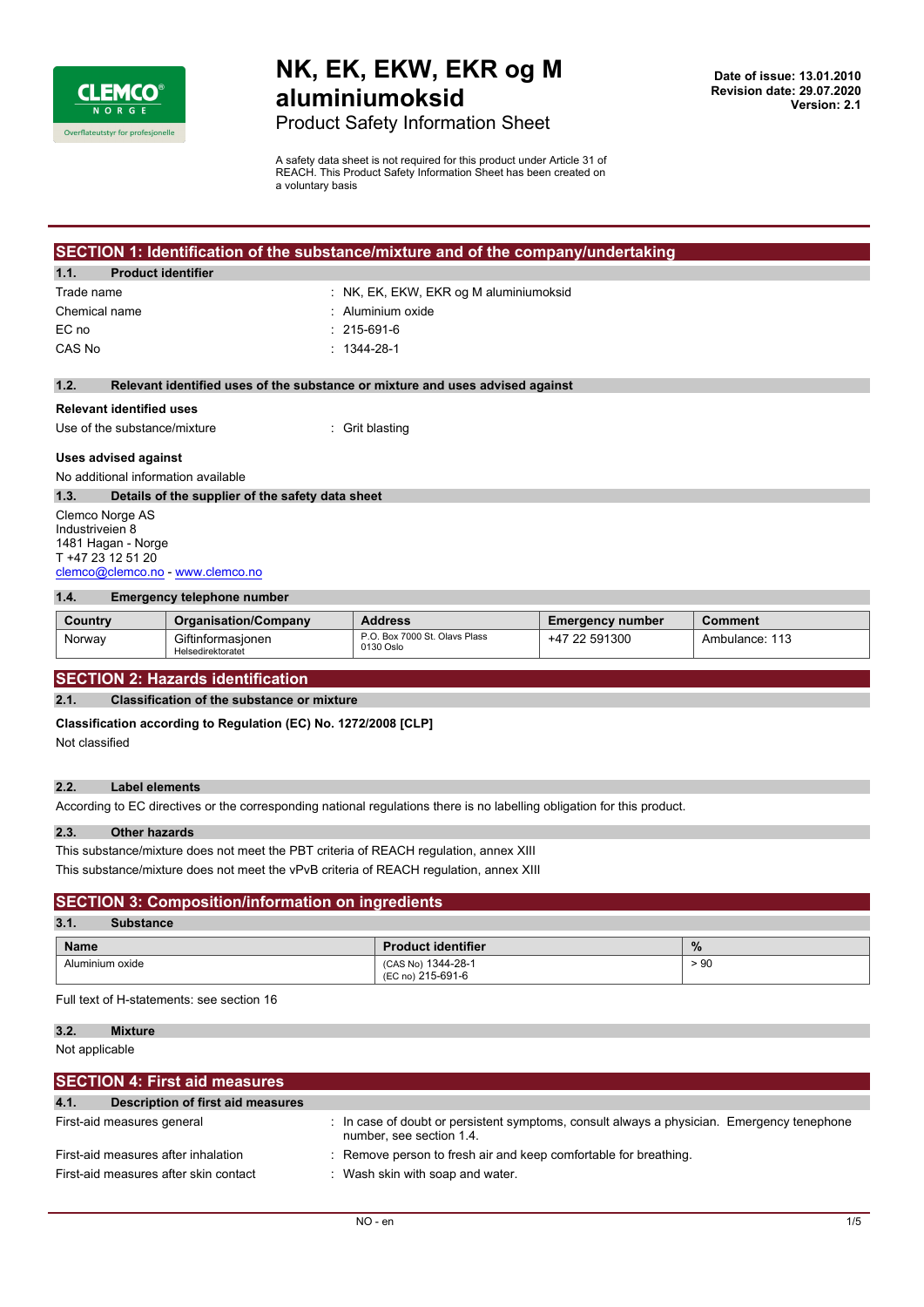# NK, EK, EKW, EKR og M aluminiumoksid

Product Safety Information Sheet

Date of issue: 13.01.2010
Revision date: 29.07.2020
Version: 2.1

A safety data sheet is not required for this product under Article 31 of REACH. This Product Safety Information Sheet has been created on a voluntary basis

## SECTION 1: Identification of the substance/mixture and of the company/undertaking

### 1.1. Product identifier

Trade name : NK, EK, EKW, EKR og M aluminiumoksid

Chemical name : Aluminium oxide

EC no : 215-691-6

CAS No : 1344-28-1

### 1.2. Relevant identified uses of the substance or mixture and uses advised against

**Relevant identified uses**

Use of the substance/mixture : Grit blasting

**Uses advised against**

No additional information available

### 1.3. Details of the supplier of the safety data sheet

Clemco Norge AS
Industriveien 8
1481 Hagan - Norge
T +47 23 12 51 20
clemco@clemco.no - www.clemco.no

### 1.4. Emergency telephone number

| Country | Organisation/Company | Address | Emergency number | Comment |
|---|---|---|---|---|
| Norway | Giftinformasjonen Helsedirektoratet | P.O. Box 7000 St. Olavs Plass 0130 Oslo | +47 22 591300 | Ambulance: 113 |

## SECTION 2: Hazards identification

### 2.1. Classification of the substance or mixture

**Classification according to Regulation (EC) No. 1272/2008 [CLP]**

Not classified

### 2.2. Label elements

According to EC directives or the corresponding national regulations there is no labelling obligation for this product.

### 2.3. Other hazards

This substance/mixture does not meet the PBT criteria of REACH regulation, annex XIII

This substance/mixture does not meet the vPvB criteria of REACH regulation, annex XIII

## SECTION 3: Composition/information on ingredients

### 3.1. Substance

| Name | Product identifier | % |
|---|---|---|
| Aluminium oxide | (CAS No) 1344-28-1 (EC no) 215-691-6 | > 90 |

Full text of H-statements: see section 16

### 3.2. Mixture

Not applicable

## SECTION 4: First aid measures

### 4.1. Description of first aid measures

First-aid measures general : In case of doubt or persistent symptoms, consult always a physician. Emergency tenephone number, see section 1.4.

First-aid measures after inhalation : Remove person to fresh air and keep comfortable for breathing.

First-aid measures after skin contact : Wash skin with soap and water.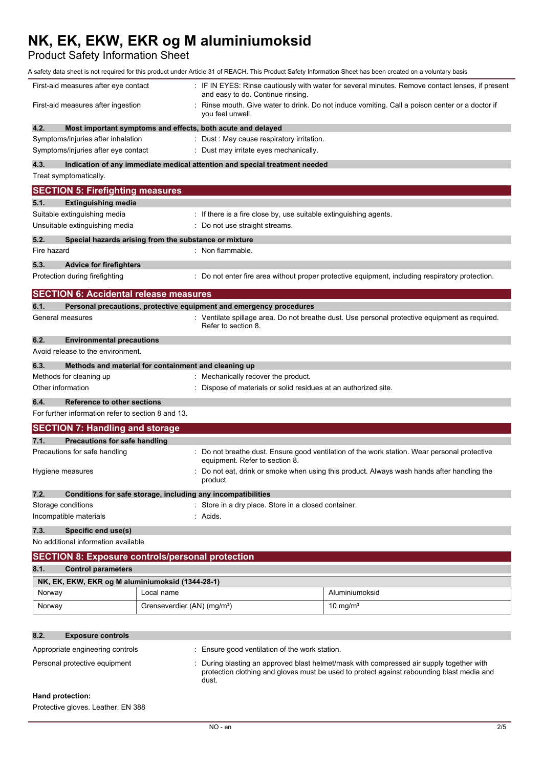First-aid measures after eye contact : IF IN EYES: Rinse cautiously with water for several minutes. Remove contact lenses, if present and easy to do. Continue rinsing.

First-aid measures after ingestion : Rinse mouth. Give water to drink. Do not induce vomiting. Call a poison center or a doctor if you feel unwell.

### 4.2. Most important symptoms and effects, both acute and delayed

Symptoms/injuries after inhalation : Dust : May cause respiratory irritation.

Symptoms/injuries after eye contact : Dust may irritate eyes mechanically.

### 4.3. Indication of any immediate medical attention and special treatment needed

Treat symptomatically.

## SECTION 5: Firefighting measures

### 5.1. Extinguishing media

Suitable extinguishing media : If there is a fire close by, use suitable extinguishing agents.

Unsuitable extinguishing media : Do not use straight streams.

### 5.2. Special hazards arising from the substance or mixture

Fire hazard : Non flammable.

### 5.3. Advice for firefighters

Protection during firefighting : Do not enter fire area without proper protective equipment, including respiratory protection.

## SECTION 6: Accidental release measures

### 6.1. Personal precautions, protective equipment and emergency procedures

General measures : Ventilate spillage area. Do not breathe dust. Use personal protective equipment as required. Refer to section 8.

### 6.2. Environmental precautions

Avoid release to the environment.

### 6.3. Methods and material for containment and cleaning up

Methods for cleaning up : Mechanically recover the product.

Other information : Dispose of materials or solid residues at an authorized site.

### 6.4. Reference to other sections

For further information refer to section 8 and 13.

## SECTION 7: Handling and storage

### 7.1. Precautions for safe handling

Precautions for safe handling : Do not breathe dust. Ensure good ventilation of the work station. Wear personal protective equipment. Refer to section 8.

Hygiene measures : Do not eat, drink or smoke when using this product. Always wash hands after handling the product.

### 7.2. Conditions for safe storage, including any incompatibilities

Storage conditions : Store in a dry place. Store in a closed container.

Incompatible materials : Acids.

### 7.3. Specific end use(s)

No additional information available

## SECTION 8: Exposure controls/personal protection

### 8.1. Control parameters

| NK, EK, EKW, EKR og M aluminiumoksid (1344-28-1) | | |
|---|---|---|
| Norway | Local name | Aluminiumoksid |
| Norway | Grenseverdier (AN) (mg/m³) | 10 mg/m³ |

### 8.2. Exposure controls

Appropriate engineering controls : Ensure good ventilation of the work station.

Personal protective equipment : During blasting an approved blast helmet/mask with compressed air supply together with protection clothing and gloves must be used to protect against rebounding blast media and dust.

**Hand protection:**

Protective gloves. Leather. EN 388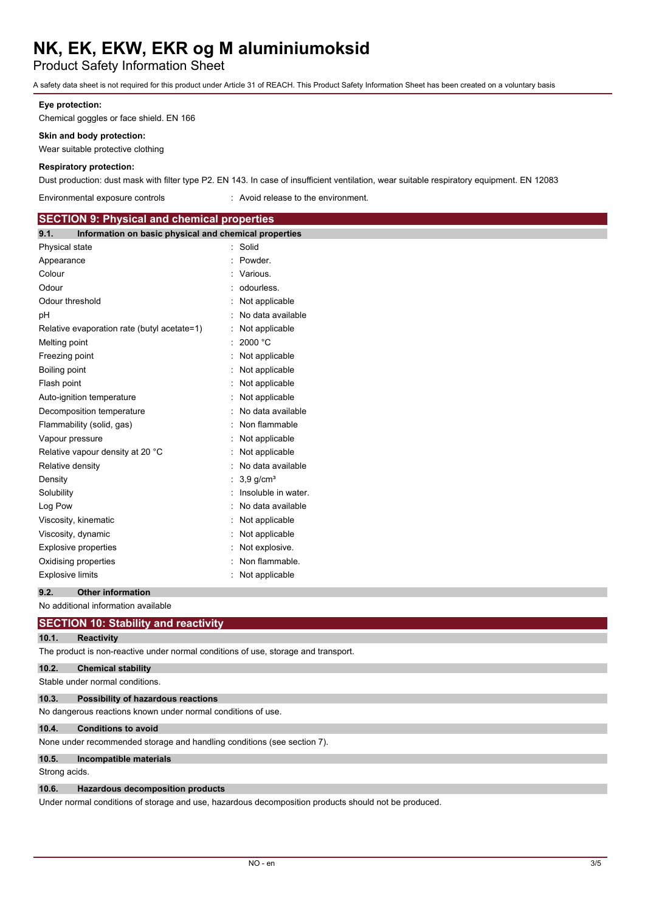**Eye protection:**

Chemical goggles or face shield. EN 166

**Skin and body protection:**

Wear suitable protective clothing

**Respiratory protection:**

Dust production: dust mask with filter type P2. EN 143. In case of insufficient ventilation, wear suitable respiratory equipment. EN 12083

Environmental exposure controls : Avoid release to the environment.

## SECTION 9: Physical and chemical properties

### 9.1. Information on basic physical and chemical properties

| Property | Value |
|---|---|
| Physical state | Solid |
| Appearance | Powder. |
| Colour | Various. |
| Odour | odourless. |
| Odour threshold | Not applicable |
| pH | No data available |
| Relative evaporation rate (butyl acetate=1) | Not applicable |
| Melting point | 2000 °C |
| Freezing point | Not applicable |
| Boiling point | Not applicable |
| Flash point | Not applicable |
| Auto-ignition temperature | Not applicable |
| Decomposition temperature | No data available |
| Flammability (solid, gas) | Non flammable |
| Vapour pressure | Not applicable |
| Relative vapour density at 20 °C | Not applicable |
| Relative density | No data available |
| Density | 3,9 $g/cm^3$ |
| Solubility | Insoluble in water. |
| Log Pow | No data available |
| Viscosity, kinematic | Not applicable |
| Viscosity, dynamic | Not applicable |
| Explosive properties | Not explosive. |
| Oxidising properties | Non flammable. |
| Explosive limits | Not applicable |

### 9.2. Other information

No additional information available

## SECTION 10: Stability and reactivity

### 10.1. Reactivity

The product is non-reactive under normal conditions of use, storage and transport.

### 10.2. Chemical stability

Stable under normal conditions.

### 10.3. Possibility of hazardous reactions

No dangerous reactions known under normal conditions of use.

### 10.4. Conditions to avoid

None under recommended storage and handling conditions (see section 7).

### 10.5. Incompatible materials

Strong acids.

### 10.6. Hazardous decomposition products

Under normal conditions of storage and use, hazardous decomposition products should not be produced.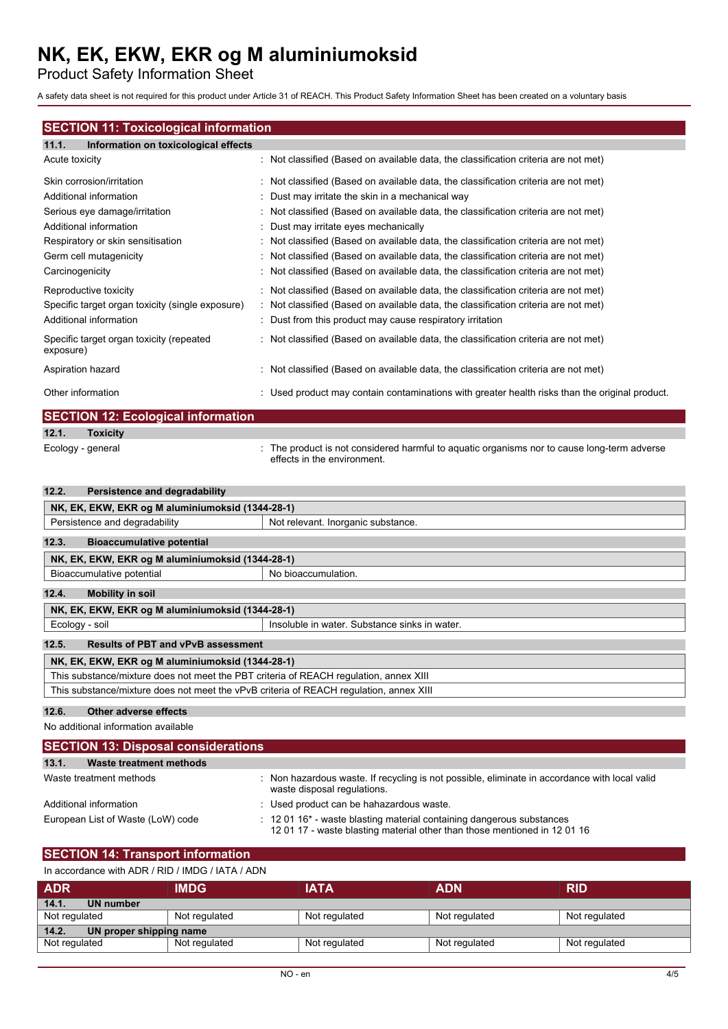## SECTION 11: Toxicological information

### 11.1. Information on toxicological effects

| | |
|---|---|
| Acute toxicity | : Not classified (Based on available data, the classification criteria are not met) |
| Skin corrosion/irritation | : Not classified (Based on available data, the classification criteria are not met) |
| Additional information | : Dust may irritate the skin in a mechanical way |
| Serious eye damage/irritation | : Not classified (Based on available data, the classification criteria are not met) |
| Additional information | : Dust may irritate eyes mechanically |
| Respiratory or skin sensitisation | : Not classified (Based on available data, the classification criteria are not met) |
| Germ cell mutagenicity | : Not classified (Based on available data, the classification criteria are not met) |
| Carcinogenicity | : Not classified (Based on available data, the classification criteria are not met) |
| Reproductive toxicity | : Not classified (Based on available data, the classification criteria are not met) |
| Specific target organ toxicity (single exposure) | : Not classified (Based on available data, the classification criteria are not met) |
| Additional information | : Dust from this product may cause respiratory irritation |
| Specific target organ toxicity (repeated exposure) | : Not classified (Based on available data, the classification criteria are not met) |
| Aspiration hazard | : Not classified (Based on available data, the classification criteria are not met) |
| Other information | : Used product may contain contaminations with greater health risks than the original product. |

## SECTION 12: Ecological information

### 12.1. Toxicity

| | |
|---|---|
| Ecology - general | : The product is not considered harmful to aquatic organisms nor to cause long-term adverse effects in the environment. |

### 12.2. Persistence and degradability

| NK, EK, EKW, EKR og M aluminiumoksid (1344-28-1) | |
|---|---|
| Persistence and degradability | Not relevant. Inorganic substance. |

### 12.3. Bioaccumulative potential

| NK, EK, EKW, EKR og M aluminiumoksid (1344-28-1) | |
|---|---|
| Bioaccumulative potential | No bioaccumulation. |

### 12.4. Mobility in soil

| NK, EK, EKW, EKR og M aluminiumoksid (1344-28-1) | |
|---|---|
| Ecology - soil | Insoluble in water. Substance sinks in water. |

### 12.5. Results of PBT and vPvB assessment

| NK, EK, EKW, EKR og M aluminiumoksid (1344-28-1) |
|---|
| This substance/mixture does not meet the PBT criteria of REACH regulation, annex XIII |
| This substance/mixture does not meet the vPvB criteria of REACH regulation, annex XIII |

### 12.6. Other adverse effects

No additional information available

## SECTION 13: Disposal considerations

### 13.1. Waste treatment methods

| | |
|---|---|
| Waste treatment methods | : Non hazardous waste. If recycling is not possible, eliminate in accordance with local valid waste disposal regulations. |
| Additional information | : Used product can be hahazardous waste. |
| European List of Waste (LoW) code | : 12 01 16* - waste blasting material containing dangerous substances<br>12 01 17 - waste blasting material other than those mentioned in 12 01 16 |

## SECTION 14: Transport information

In accordance with ADR / RID / IMDG / IATA / ADN

| ADR | IMDG | IATA | ADN | RID |
|---|---|---|---|---|
| **14.1. UN number** | | | | |
| Not regulated | Not regulated | Not regulated | Not regulated | Not regulated |
| **14.2. UN proper shipping name** | | | | |
| Not regulated | Not regulated | Not regulated | Not regulated | Not regulated |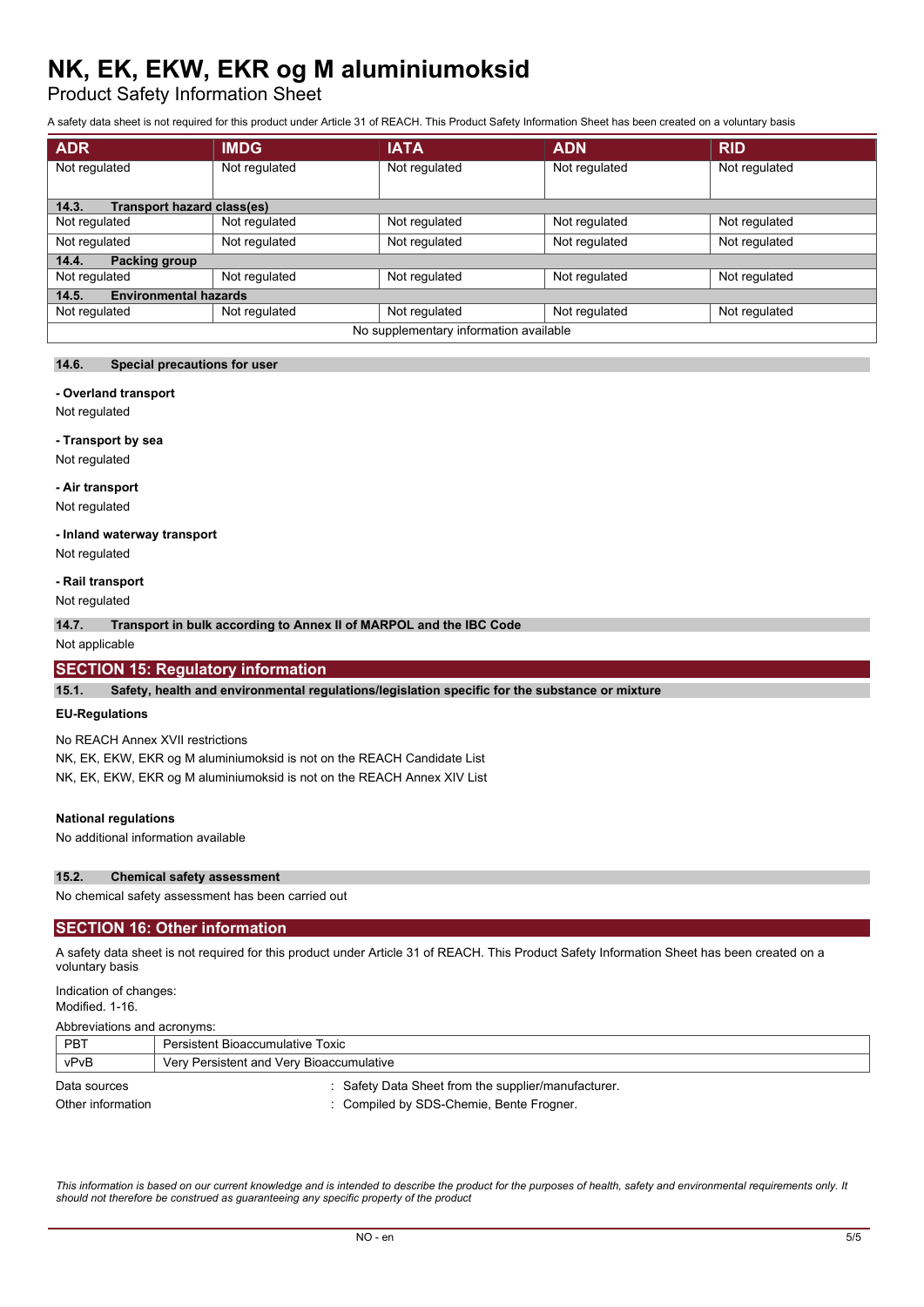| ADR | IMDG | IATA | ADN | RID |
|---|---|---|---|---|
| Not regulated | Not regulated | Not regulated | Not regulated | Not regulated |
| **14.3. Transport hazard class(es)** | | | | |
| Not regulated | Not regulated | Not regulated | Not regulated | Not regulated |
| Not regulated | Not regulated | Not regulated | Not regulated | Not regulated |
| **14.4. Packing group** | | | | |
| Not regulated | Not regulated | Not regulated | Not regulated | Not regulated |
| **14.5. Environmental hazards** | | | | |
| Not regulated | Not regulated | Not regulated | Not regulated | Not regulated |
| No supplementary information available | | | | |

### 14.6. Special precautions for user

**- Overland transport**

Not regulated

**- Transport by sea**

Not regulated

**- Air transport**

Not regulated

**- Inland waterway transport**

Not regulated

**- Rail transport**

Not regulated

### 14.7. Transport in bulk according to Annex II of MARPOL and the IBC Code

Not applicable

## SECTION 15: Regulatory information

### 15.1. Safety, health and environmental regulations/legislation specific for the substance or mixture

**EU-Regulations**

No REACH Annex XVII restrictions

NK, EK, EKW, EKR og M aluminiumoksid is not on the REACH Candidate List

NK, EK, EKW, EKR og M aluminiumoksid is not on the REACH Annex XIV List

**National regulations**

No additional information available

### 15.2. Chemical safety assessment

No chemical safety assessment has been carried out

## SECTION 16: Other information

A safety data sheet is not required for this product under Article 31 of REACH. This Product Safety Information Sheet has been created on a voluntary basis

Indication of changes:
Modified. 1-16.

Abbreviations and acronyms:

| | |
|---|---|
| PBT | Persistent Bioaccumulative Toxic |
| vPvB | Very Persistent and Very Bioaccumulative |

Data sources : Safety Data Sheet from the supplier/manufacturer.

Other information : Compiled by SDS-Chemie, Bente Frogner.

*This information is based on our current knowledge and is intended to describe the product for the purposes of health, safety and environmental requirements only. It should not therefore be construed as guaranteeing any specific property of the product*